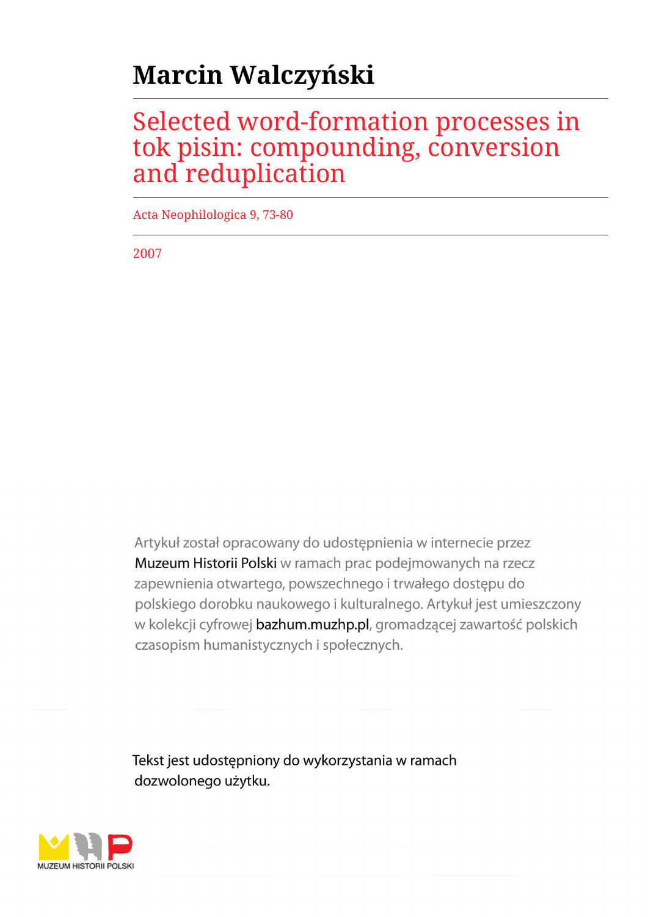# Marcin Walczyński

## Selected word-formation processes in tok pisin: compounding, conversion and reduplication

Acta Neophilologica 9, 73-80

2007

Artykuł został opracowany do udostępnienia w internecie przez Muzeum Historii Polski w ramach prac podejmowanych na rzecz zapewnienia otwartego, powszechnego i trwałego dostępu do polskiego dorobku naukowego i kulturalnego. Artykuł jest umieszczony w kolekcji cyfrowej bazhum.muzhp.pl, gromadzącej zawartość polskich czasopism humanistycznych i społecznych.

Tekst jest udostępniony do wykorzystania w ramach dozwolonego użytku.

MUZEUM HISTORII POLSKI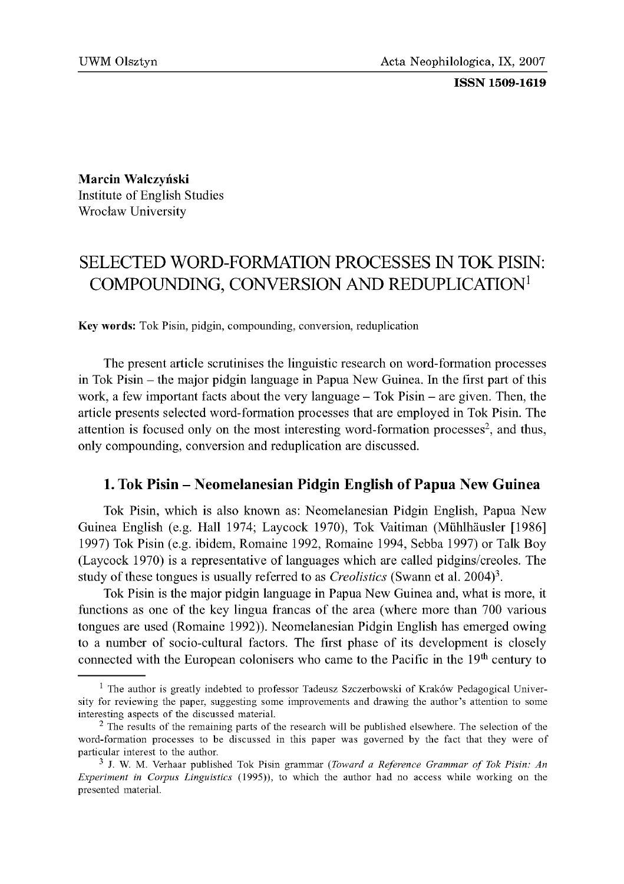**Marcin Walczyński**
Institute of English Studies
Wrocław University

# SELECTED WORD-FORMATION PROCESSES IN TOK PISIN: COMPOUNDING, CONVERSION AND REDUPLICATION[1]

**Key words:** Tok Pisin, pidgin, compounding, conversion, reduplication

The present article scrutinises the linguistic research on word-formation processes in Tok Pisin – the major pidgin language in Papua New Guinea. In the first part of this work, a few important facts about the very language – Tok Pisin – are given. Then, the article presents selected word-formation processes that are employed in Tok Pisin. The attention is focused only on the most interesting word-formation processes[2], and thus, only compounding, conversion and reduplication are discussed.

## 1. Tok Pisin – Neomelanesian Pidgin English of Papua New Guinea

Tok Pisin, which is also known as: Neomelanesian Pidgin English, Papua New Guinea English (e.g. Hall 1974; Laycock 1970), Tok Vaitiman (Mühlhäusler [1986] 1997) Tok Pisin (e.g. ibidem, Romaine 1992, Romaine 1994, Sebba 1997) or Talk Boy (Laycock 1970) is a representative of languages which are called pidgins/creoles. The study of these tongues is usually referred to as *Creolistics* (Swann et al. 2004)[3].

Tok Pisin is the major pidgin language in Papua New Guinea and, what is more, it functions as one of the key lingua francas of the area (where more than 700 various tongues are used (Romaine 1992)). Neomelanesian Pidgin English has emerged owing to a number of socio-cultural factors. The first phase of its development is closely connected with the European colonisers who came to the Pacific in the 19th century to

---

[1] The author is greatly indebted to professor Tadeusz Szczerbowski of Kraków Pedagogical University for reviewing the paper, suggesting some improvements and drawing the author's attention to some interesting aspects of the discussed material.

[2] The results of the remaining parts of the research will be published elsewhere. The selection of the word-formation processes to be discussed in this paper was governed by the fact that they were of particular interest to the author.

[3] J. W. M. Verhaar published Tok Pisin grammar (*Toward a Reference Grammar of Tok Pisin: An Experiment in Corpus Linguistics* (1995)), to which the author had no access while working on the presented material.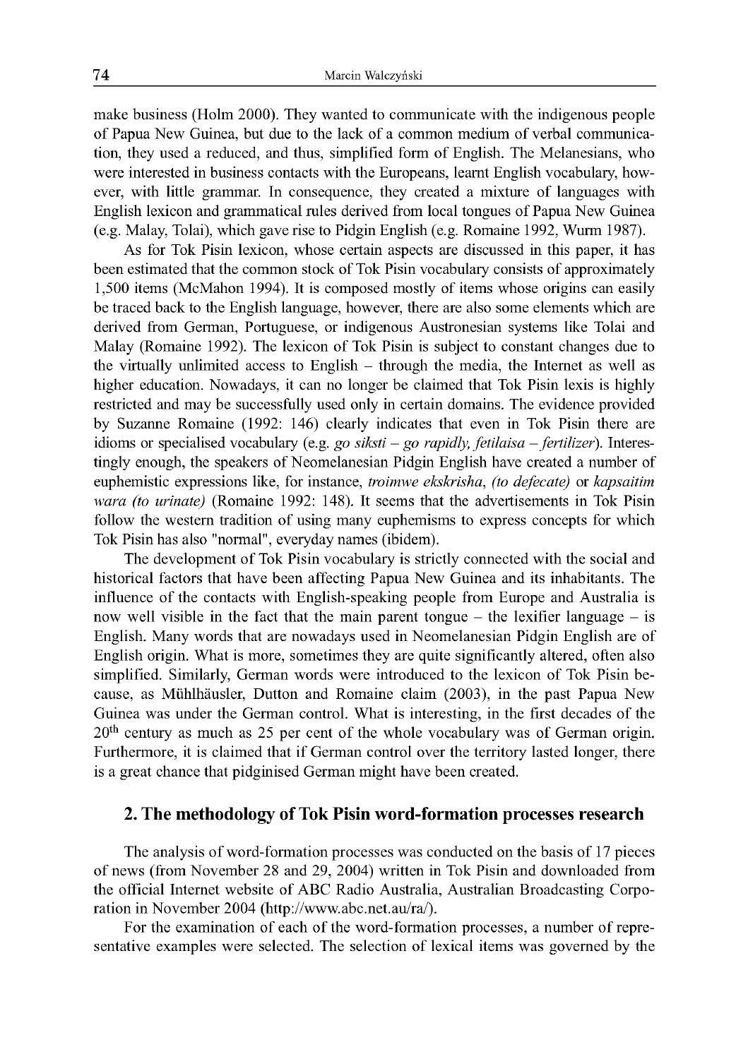make business (Holm 2000). They wanted to communicate with the indigenous people of Papua New Guinea, but due to the lack of a common medium of verbal communication, they used a reduced, and thus, simplified form of English. The Melanesians, who were interested in business contacts with the Europeans, learnt English vocabulary, however, with little grammar. In consequence, they created a mixture of languages with English lexicon and grammatical rules derived from local tongues of Papua New Guinea (e.g. Malay, Tolai), which gave rise to Pidgin English (e.g. Romaine 1992, Wurm 1987).

As for Tok Pisin lexicon, whose certain aspects are discussed in this paper, it has been estimated that the common stock of Tok Pisin vocabulary consists of approximately 1,500 items (McMahon 1994). It is composed mostly of items whose origins can easily be traced back to the English language, however, there are also some elements which are derived from German, Portuguese, or indigenous Austronesian systems like Tolai and Malay (Romaine 1992). The lexicon of Tok Pisin is subject to constant changes due to the virtually unlimited access to English – through the media, the Internet as well as higher education. Nowadays, it can no longer be claimed that Tok Pisin lexis is highly restricted and may be successfully used only in certain domains. The evidence provided by Suzanne Romaine (1992: 146) clearly indicates that even in Tok Pisin there are idioms or specialised vocabulary (e.g. *go siksti – go rapidly, fetilaisa – fertilizer*). Interestingly enough, the speakers of Neomelanesian Pidgin English have created a number of euphemistic expressions like, for instance, *troimwe ekskrisha*, *(to defecate)* or *kapsaitim wara (to urinate)* (Romaine 1992: 148). It seems that the advertisements in Tok Pisin follow the western tradition of using many euphemisms to express concepts for which Tok Pisin has also "normal", everyday names (ibidem).

The development of Tok Pisin vocabulary is strictly connected with the social and historical factors that have been affecting Papua New Guinea and its inhabitants. The influence of the contacts with English-speaking people from Europe and Australia is now well visible in the fact that the main parent tongue – the lexifier language – is English. Many words that are nowadays used in Neomelanesian Pidgin English are of English origin. What is more, sometimes they are quite significantly altered, often also simplified. Similarly, German words were introduced to the lexicon of Tok Pisin because, as Mühlhäusler, Dutton and Romaine claim (2003), in the past Papua New Guinea was under the German control. What is interesting, in the first decades of the 20th century as much as 25 per cent of the whole vocabulary was of German origin. Furthermore, it is claimed that if German control over the territory lasted longer, there is a great chance that pidginised German might have been created.

## 2. The methodology of Tok Pisin word-formation processes research

The analysis of word-formation processes was conducted on the basis of 17 pieces of news (from November 28 and 29, 2004) written in Tok Pisin and downloaded from the official Internet website of ABC Radio Australia, Australian Broadcasting Corporation in November 2004 (http://www.abc.net.au/ra/).

For the examination of each of the word-formation processes, a number of representative examples were selected. The selection of lexical items was governed by the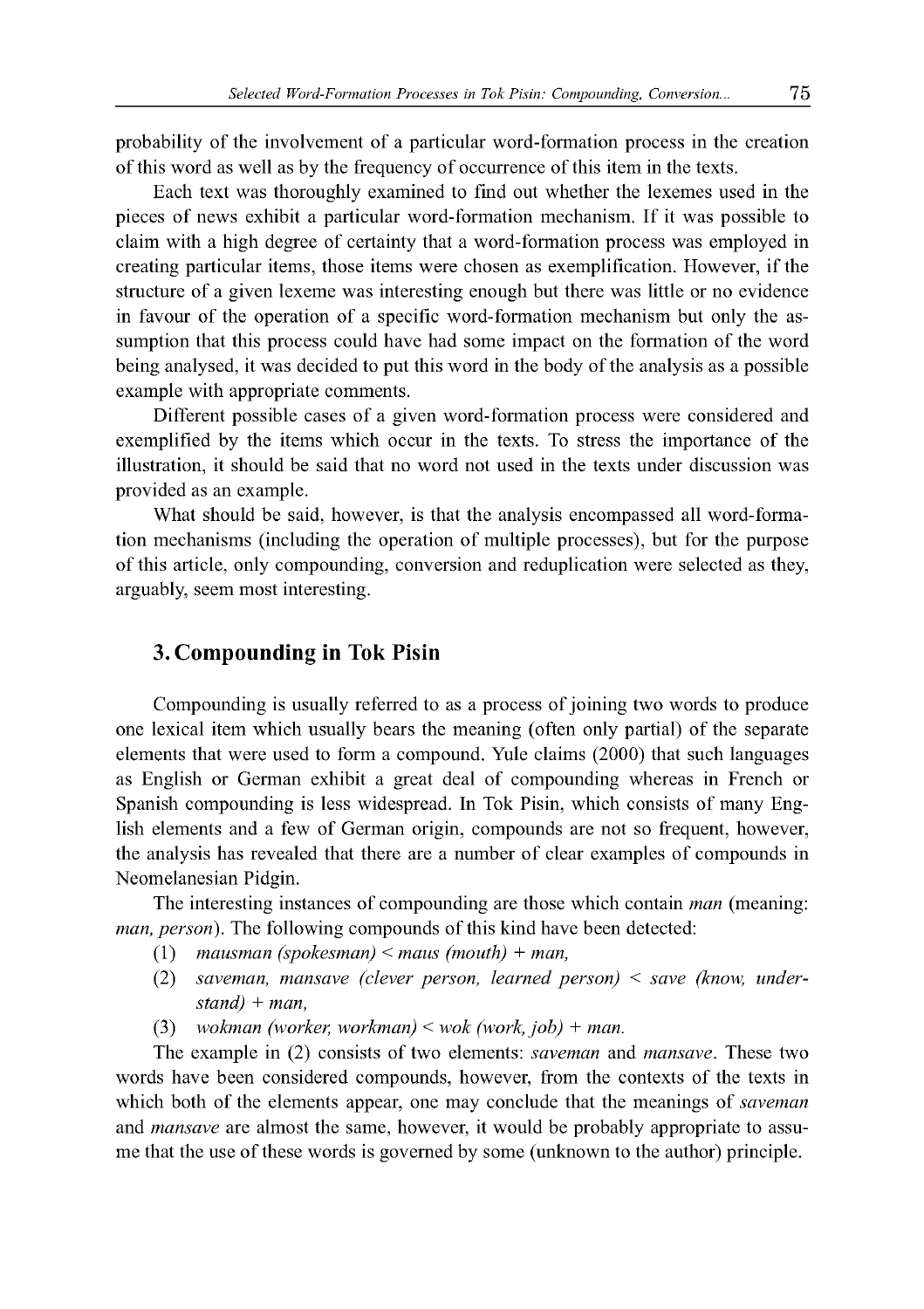probability of the involvement of a particular word-formation process in the creation of this word as well as by the frequency of occurrence of this item in the texts.

Each text was thoroughly examined to find out whether the lexemes used in the pieces of news exhibit a particular word-formation mechanism. If it was possible to claim with a high degree of certainty that a word-formation process was employed in creating particular items, those items were chosen as exemplification. However, if the structure of a given lexeme was interesting enough but there was little or no evidence in favour of the operation of a specific word-formation mechanism but only the assumption that this process could have had some impact on the formation of the word being analysed, it was decided to put this word in the body of the analysis as a possible example with appropriate comments.

Different possible cases of a given word-formation process were considered and exemplified by the items which occur in the texts. To stress the importance of the illustration, it should be said that no word not used in the texts under discussion was provided as an example.

What should be said, however, is that the analysis encompassed all word-formation mechanisms (including the operation of multiple processes), but for the purpose of this article, only compounding, conversion and reduplication were selected as they, arguably, seem most interesting.

## 3. Compounding in Tok Pisin

Compounding is usually referred to as a process of joining two words to produce one lexical item which usually bears the meaning (often only partial) of the separate elements that were used to form a compound. Yule claims (2000) that such languages as English or German exhibit a great deal of compounding whereas in French or Spanish compounding is less widespread. In Tok Pisin, which consists of many English elements and a few of German origin, compounds are not so frequent, however, the analysis has revealed that there are a number of clear examples of compounds in Neomelanesian Pidgin.

The interesting instances of compounding are those which contain *man* (meaning: *man, person*). The following compounds of this kind have been detected:

(1) *mausman (spokesman) < maus (mouth) + man,*

(2) *saveman, mansave (clever person, learned person) < save (know, understand) + man,*

(3) *wokman (worker, workman) < wok (work, job) + man.*

The example in (2) consists of two elements: *saveman* and *mansave*. These two words have been considered compounds, however, from the contexts of the texts in which both of the elements appear, one may conclude that the meanings of *saveman* and *mansave* are almost the same, however, it would be probably appropriate to assume that the use of these words is governed by some (unknown to the author) principle.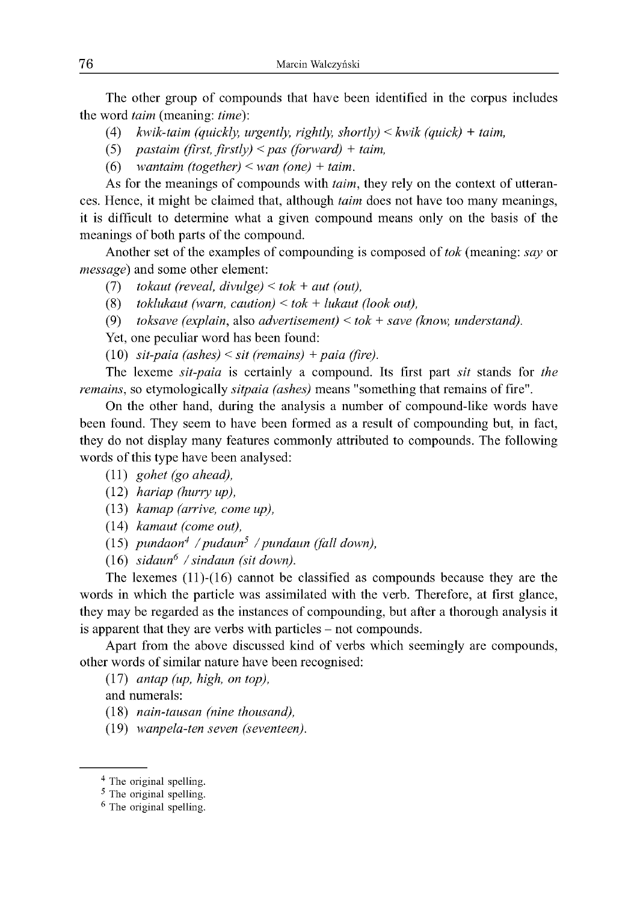The other group of compounds that have been identified in the corpus includes the word *taim* (meaning: *time*):

(4) *kwik-taim (quickly, urgently, rightly, shortly) < kwik (quick) + taim,*

(5) *pastaim (first, firstly) < pas (forward) + taim,*

(6) *wantaim (together) < wan (one) + taim.*

As for the meanings of compounds with *taim*, they rely on the context of utterances. Hence, it might be claimed that, although *taim* does not have too many meanings, it is difficult to determine what a given compound means only on the basis of the meanings of both parts of the compound.

Another set of the examples of compounding is composed of *tok* (meaning: *say* or *message*) and some other element:

(7) *tokaut (reveal, divulge) < tok + aut (out),*

(8) *toklukaut (warn, caution) < tok + lukaut (look out),*

(9) *toksave (explain,* also *advertisement) < tok + save (know, understand).*

Yet, one peculiar word has been found:

(10) *sit-paia (ashes) < sit (remains) + paia (fire).*

The lexeme *sit-paia* is certainly a compound. Its first part *sit* stands for *the remains*, so etymologically *sitpaia (ashes)* means "something that remains of fire".

On the other hand, during the analysis a number of compound-like words have been found. They seem to have been formed as a result of compounding but, in fact, they do not display many features commonly attributed to compounds. The following words of this type have been analysed:

(11) *gohet (go ahead),*

(12) *hariap (hurry up),*

(13) *kamap (arrive, come up),*

(14) *kamaut (come out),*

(15) *pundaon*[4] */ pudaun*[5] */ pundaun (fall down),*

(16) *sidaun*[6] */ sindaun (sit down).*

The lexemes (11)-(16) cannot be classified as compounds because they are the words in which the particle was assimilated with the verb. Therefore, at first glance, they may be regarded as the instances of compounding, but after a thorough analysis it is apparent that they are verbs with particles – not compounds.

Apart from the above discussed kind of verbs which seemingly are compounds, other words of similar nature have been recognised:

(17) *antap (up, high, on top),*

and numerals:

(18) *nain-tausan (nine thousand),*

(19) *wanpela-ten seven (seventeen).*

---

[4] The original spelling.

[5] The original spelling.

[6] The original spelling.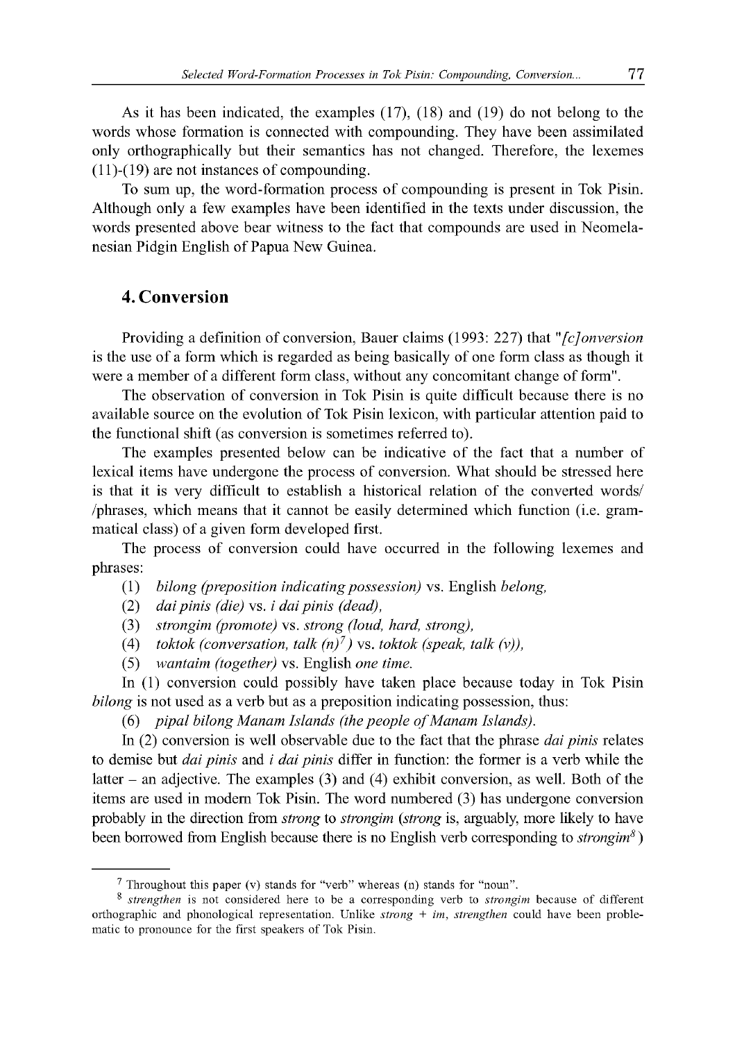As it has been indicated, the examples (17), (18) and (19) do not belong to the words whose formation is connected with compounding. They have been assimilated only orthographically but their semantics has not changed. Therefore, the lexemes (11)-(19) are not instances of compounding.

To sum up, the word-formation process of compounding is present in Tok Pisin. Although only a few examples have been identified in the texts under discussion, the words presented above bear witness to the fact that compounds are used in Neomelanesian Pidgin English of Papua New Guinea.

## 4. Conversion

Providing a definition of conversion, Bauer claims (1993: 227) that "*[c]onversion* is the use of a form which is regarded as being basically of one form class as though it were a member of a different form class, without any concomitant change of form".

The observation of conversion in Tok Pisin is quite difficult because there is no available source on the evolution of Tok Pisin lexicon, with particular attention paid to the functional shift (as conversion is sometimes referred to).

The examples presented below can be indicative of the fact that a number of lexical items have undergone the process of conversion. What should be stressed here is that it is very difficult to establish a historical relation of the converted words/ /phrases, which means that it cannot be easily determined which function (i.e. grammatical class) of a given form developed first.

The process of conversion could have occurred in the following lexemes and phrases:

(1) *bilong (preposition indicating possession)* vs. English *belong,*

(2) *dai pinis (die)* vs. *i dai pinis (dead),*

(3) *strongim (promote)* vs. *strong (loud, hard, strong),*

(4) *toktok (conversation, talk (n)*[7]*)* vs. *toktok (speak, talk (v)),*

(5) *wantaim (together)* vs. English *one time.*

In (1) conversion could possibly have taken place because today in Tok Pisin *bilong* is not used as a verb but as a preposition indicating possession, thus:

(6) *pipal bilong Manam Islands (the people of Manam Islands).*

In (2) conversion is well observable due to the fact that the phrase *dai pinis* relates to demise but *dai pinis* and *i dai pinis* differ in function: the former is a verb while the latter – an adjective. The examples (3) and (4) exhibit conversion, as well. Both of the items are used in modern Tok Pisin. The word numbered (3) has undergone conversion probably in the direction from *strong* to *strongim* (*strong* is, arguably, more likely to have been borrowed from English because there is no English verb corresponding to *strongim*[8])

---

[7] Throughout this paper (v) stands for "verb" whereas (n) stands for "noun".

[8] *strengthen* is not considered here to be a corresponding verb to *strongim* because of different orthographic and phonological representation. Unlike *strong + im*, *strengthen* could have been problematic to pronounce for the first speakers of Tok Pisin.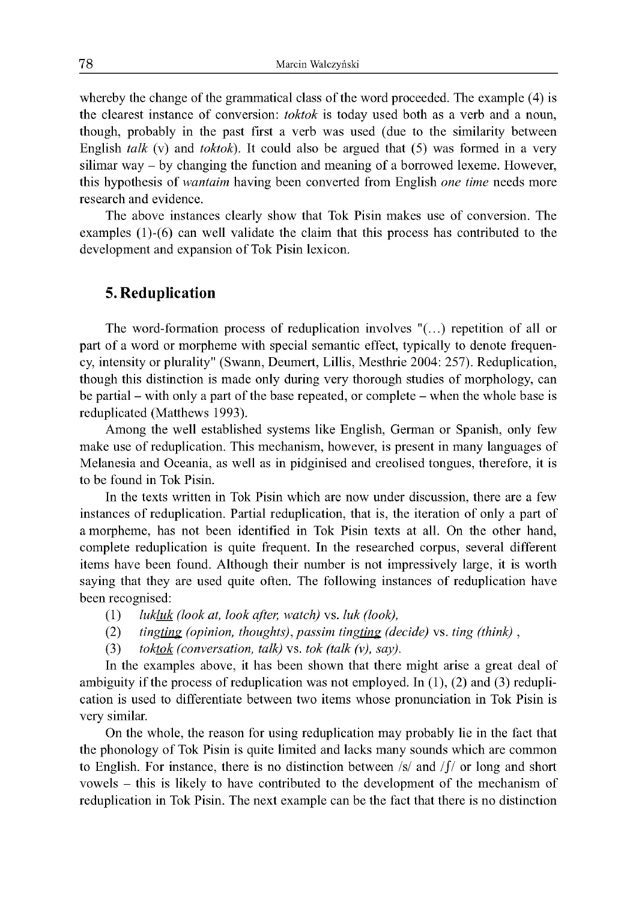whereby the change of the grammatical class of the word proceeded. The example (4) is the clearest instance of conversion: *toktok* is today used both as a verb and a noun, though, probably in the past first a verb was used (due to the similarity between English *talk* (v) and *toktok*). It could also be argued that (5) was formed in a very silimar way – by changing the function and meaning of a borrowed lexeme. However, this hypothesis of *wantaim* having been converted from English *one time* needs more research and evidence.

The above instances clearly show that Tok Pisin makes use of conversion. The examples (1)-(6) can well validate the claim that this process has contributed to the development and expansion of Tok Pisin lexicon.

## 5. Reduplication

The word-formation process of reduplication involves "(…) repetition of all or part of a word or morpheme with special semantic effect, typically to denote frequency, intensity or plurality" (Swann, Deumert, Lillis, Mesthrie 2004: 257). Reduplication, though this distinction is made only during very thorough studies of morphology, can be partial – with only a part of the base repeated, or complete – when the whole base is reduplicated (Matthews 1993).

Among the well established systems like English, German or Spanish, only few make use of reduplication. This mechanism, however, is present in many languages of Melanesia and Oceania, as well as in pidginised and creolised tongues, therefore, it is to be found in Tok Pisin.

In the texts written in Tok Pisin which are now under discussion, there are a few instances of reduplication. Partial reduplication, that is, the iteration of only a part of a morpheme, has not been identified in Tok Pisin texts at all. On the other hand, complete reduplication is quite frequent. In the researched corpus, several different items have been found. Although their number is not impressively large, it is worth saying that they are used quite often. The following instances of reduplication have been recognised:

(1) *luk<u>luk</u> (look at, look after, watch)* vs. *luk (look),*

(2) *ting<u>ting</u> (opinion, thoughts), passim ting<u>ting</u> (decide)* vs. *ting (think)* ,

(3) *tok<u>tok</u> (conversation, talk)* vs. *tok (talk (v), say).*

In the examples above, it has been shown that there might arise a great deal of ambiguity if the process of reduplication was not employed. In (1), (2) and (3) reduplication is used to differentiate between two items whose pronunciation in Tok Pisin is very similar.

On the whole, the reason for using reduplication may probably lie in the fact that the phonology of Tok Pisin is quite limited and lacks many sounds which are common to English. For instance, there is no distinction between /s/ and /ʃ/ or long and short vowels – this is likely to have contributed to the development of the mechanism of reduplication in Tok Pisin. The next example can be the fact that there is no distinction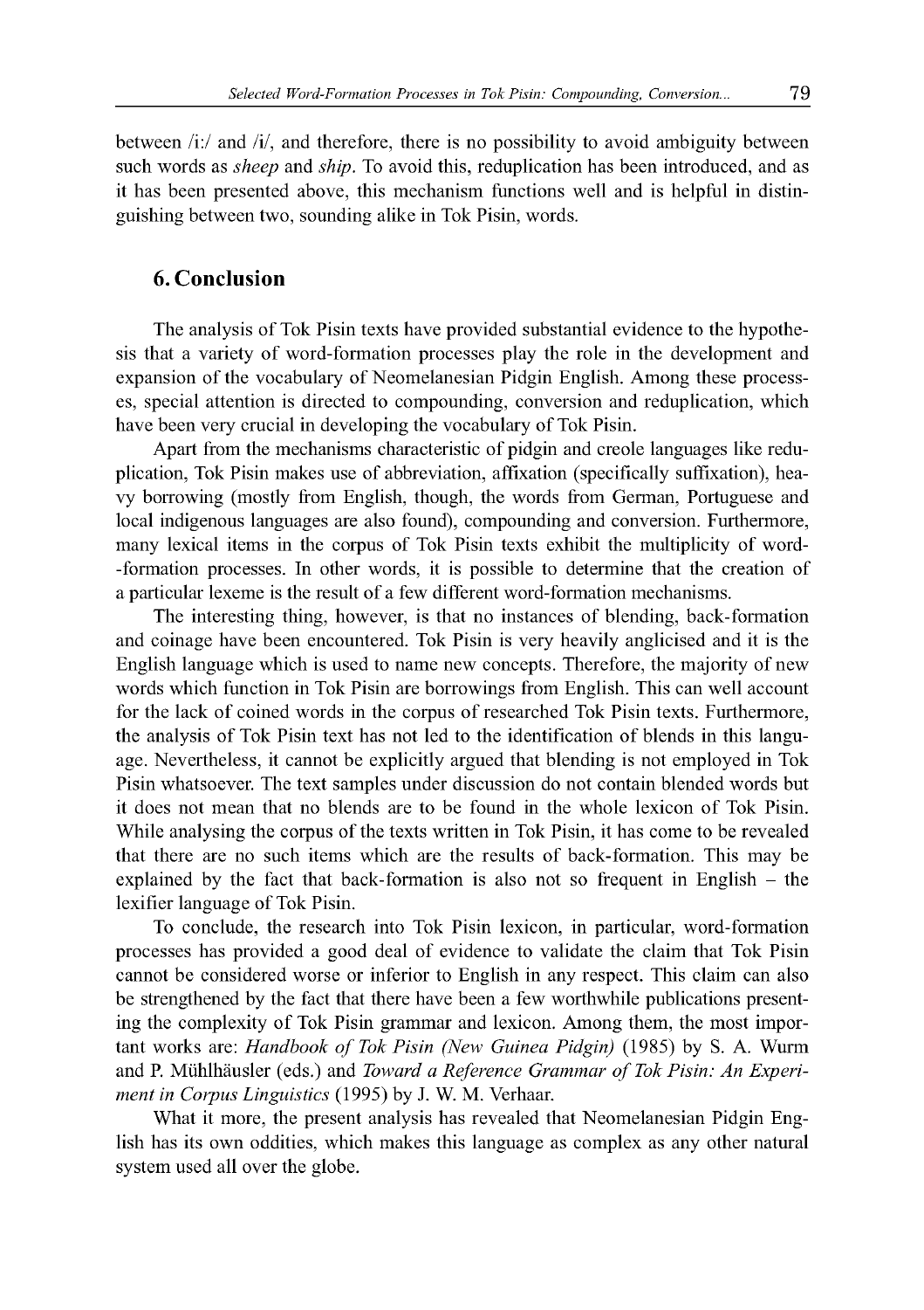between /iː/ and /i/, and therefore, there is no possibility to avoid ambiguity between such words as *sheep* and *ship*. To avoid this, reduplication has been introduced, and as it has been presented above, this mechanism functions well and is helpful in distinguishing between two, sounding alike in Tok Pisin, words.

## 6. Conclusion

The analysis of Tok Pisin texts have provided substantial evidence to the hypothesis that a variety of word-formation processes play the role in the development and expansion of the vocabulary of Neomelanesian Pidgin English. Among these processes, special attention is directed to compounding, conversion and reduplication, which have been very crucial in developing the vocabulary of Tok Pisin.

Apart from the mechanisms characteristic of pidgin and creole languages like reduplication, Tok Pisin makes use of abbreviation, affixation (specifically suffixation), heavy borrowing (mostly from English, though, the words from German, Portuguese and local indigenous languages are also found), compounding and conversion. Furthermore, many lexical items in the corpus of Tok Pisin texts exhibit the multiplicity of word-formation processes. In other words, it is possible to determine that the creation of a particular lexeme is the result of a few different word-formation mechanisms.

The interesting thing, however, is that no instances of blending, back-formation and coinage have been encountered. Tok Pisin is very heavily anglicised and it is the English language which is used to name new concepts. Therefore, the majority of new words which function in Tok Pisin are borrowings from English. This can well account for the lack of coined words in the corpus of researched Tok Pisin texts. Furthermore, the analysis of Tok Pisin text has not led to the identification of blends in this language. Nevertheless, it cannot be explicitly argued that blending is not employed in Tok Pisin whatsoever. The text samples under discussion do not contain blended words but it does not mean that no blends are to be found in the whole lexicon of Tok Pisin. While analysing the corpus of the texts written in Tok Pisin, it has come to be revealed that there are no such items which are the results of back-formation. This may be explained by the fact that back-formation is also not so frequent in English – the lexifier language of Tok Pisin.

To conclude, the research into Tok Pisin lexicon, in particular, word-formation processes has provided a good deal of evidence to validate the claim that Tok Pisin cannot be considered worse or inferior to English in any respect. This claim can also be strengthened by the fact that there have been a few worthwhile publications presenting the complexity of Tok Pisin grammar and lexicon. Among them, the most important works are: *Handbook of Tok Pisin (New Guinea Pidgin)* (1985) by S. A. Wurm and P. Mühlhäusler (eds.) and *Toward a Reference Grammar of Tok Pisin: An Experiment in Corpus Linguistics* (1995) by J. W. M. Verhaar.

What it more, the present analysis has revealed that Neomelanesian Pidgin English has its own oddities, which makes this language as complex as any other natural system used all over the globe.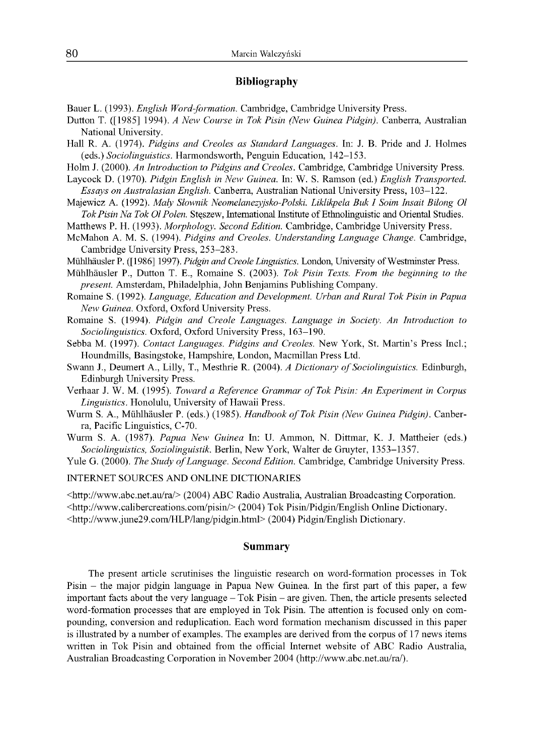## Bibliography

Bauer L. (1993). *English Word-formation.* Cambridge, Cambridge University Press.

Dutton T. ([1985] 1994). *A New Course in Tok Pisin (New Guinea Pidgin).* Canberra, Australian National University.

Hall R. A. (1974). *Pidgins and Creoles as Standard Languages.* In: J. B. Pride and J. Holmes (eds.) *Sociolinguistics.* Harmondsworth, Penguin Education, 142–153.

Holm J. (2000). *An Introduction to Pidgins and Creoles.* Cambridge, Cambridge University Press.

Laycock D. (1970). *Pidgin English in New Guinea.* In: W. S. Ramson (ed.) *English Transported. Essays on Australasian English.* Canberra, Australian National University Press, 103–122.

Majewicz A. (1992). *Mały Słownik Neomelanezyjsko-Polski. Liklikpela Buk I Soim Insait Bilong Ol Tok Pisin Na Tok Ol Polen.* Stęszew, International Institute of Ethnolinguistic and Oriental Studies.

Matthews P. H. (1993). *Morphology. Second Edition.* Cambridge, Cambridge University Press.

McMahon A. M. S. (1994). *Pidgins and Creoles. Understanding Language Change.* Cambridge, Cambridge University Press, 253–283.

Mühlhäusler P. ([1986] 1997). *Pidgin and Creole Linguistics.* London, University of Westminster Press.

Mühlhäusler P., Dutton T. E., Romaine S. (2003). *Tok Pisin Texts. From the beginning to the present.* Amsterdam, Philadelphia, John Benjamins Publishing Company.

Romaine S. (1992). *Language, Education and Development. Urban and Rural Tok Pisin in Papua New Guinea.* Oxford, Oxford University Press.

Romaine S. (1994). *Pidgin and Creole Languages. Language in Society. An Introduction to Sociolinguistics.* Oxford, Oxford University Press, 163–190.

Sebba M. (1997). *Contact Languages. Pidgins and Creoles.* New York, St. Martin's Press Incl.; Houndmills, Basingstoke, Hampshire, London, Macmillan Press Ltd.

Swann J., Deumert A., Lilly, T., Mesthrie R. (2004). *A Dictionary of Sociolinguistics.* Edinburgh, Edinburgh University Press.

Verhaar J. W. M. (1995). *Toward a Reference Grammar of Tok Pisin: An Experiment in Corpus Linguistics.* Honolulu, University of Hawaii Press.

Wurm S. A., Mühlhäusler P. (eds.) (1985). *Handbook of Tok Pisin (New Guinea Pidgin).* Canberra, Pacific Linguistics, C-70.

Wurm S. A. (1987). *Papua New Guinea* In: U. Ammon, N. Dittmar, K. J. Mattheier (eds.) *Sociolinguistics, Soziolinguistik.* Berlin, New York, Walter de Gruyter, 1353–1357.

Yule G. (2000). *The Study of Language. Second Edition.* Cambridge, Cambridge University Press.

INTERNET SOURCES AND ONLINE DICTIONARIES

<http://www.abc.net.au/ra/> (2004) ABC Radio Australia, Australian Broadcasting Corporation.

<http://www.calibercreations.com/pisin/> (2004) Tok Pisin/Pidgin/English Online Dictionary.

<http://www.june29.com/HLP/lang/pidgin.html> (2004) Pidgin/English Dictionary.

## Summary

The present article scrutinises the linguistic research on word-formation processes in Tok Pisin – the major pidgin language in Papua New Guinea. In the first part of this paper, a few important facts about the very language – Tok Pisin – are given. Then, the article presents selected word-formation processes that are employed in Tok Pisin. The attention is focused only on compounding, conversion and reduplication. Each word formation mechanism discussed in this paper is illustrated by a number of examples. The examples are derived from the corpus of 17 news items written in Tok Pisin and obtained from the official Internet website of ABC Radio Australia, Australian Broadcasting Corporation in November 2004 (http://www.abc.net.au/ra/).